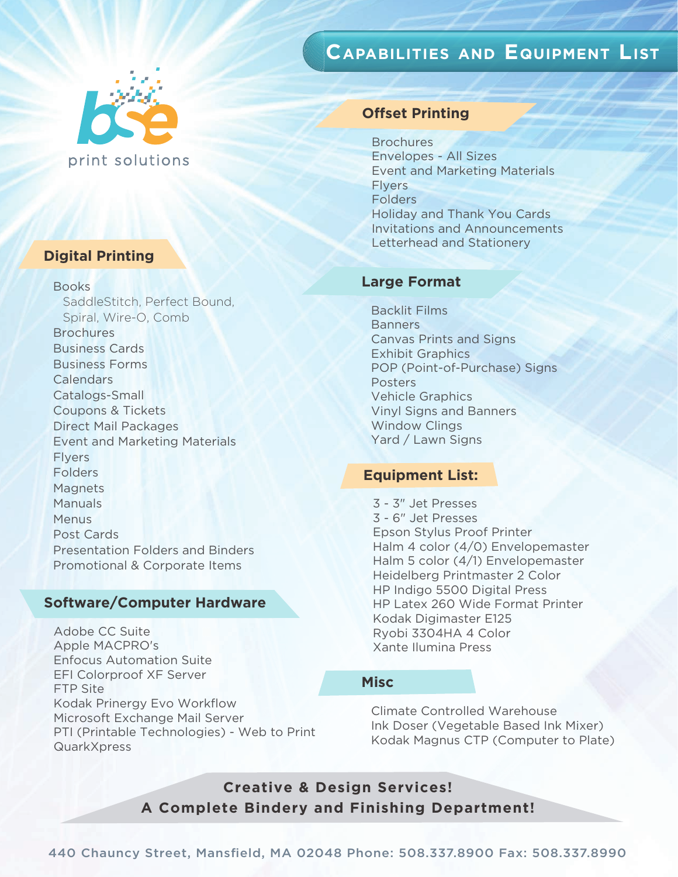bse print solutions

# Capabilities and Equipment List

## Digital Printing

- Books
  - SaddleStitch, Perfect Bound, Spiral, Wire-O, Comb
- Brochures
- Business Cards
- Business Forms
- Calendars
- Catalogs-Small
- Coupons & Tickets
- Direct Mail Packages
- Event and Marketing Materials
- Flyers
- Folders
- Magnets
- Manuals
- Menus
- Post Cards
- Presentation Folders and Binders
- Promotional & Corporate Items

## Software/Computer Hardware

- Adobe CC Suite
- Apple MACPRO's
- Enfocus Automation Suite
- EFI Colorproof XF Server
- FTP Site
- Kodak Prinergy Evo Workflow
- Microsoft Exchange Mail Server
- PTI (Printable Technologies) - Web to Print
- QuarkXpress

## Offset Printing

- Brochures
- Envelopes - All Sizes
- Event and Marketing Materials
- Flyers
- Folders
- Holiday and Thank You Cards
- Invitations and Announcements
- Letterhead and Stationery

## Large Format

- Backlit Films
- Banners
- Canvas Prints and Signs
- Exhibit Graphics
- POP (Point-of-Purchase) Signs
- Posters
- Vehicle Graphics
- Vinyl Signs and Banners
- Window Clings
- Yard / Lawn Signs

## Equipment List:

- 3 - 3" Jet Presses
- 3 - 6" Jet Presses
- Epson Stylus Proof Printer
- Halm 4 color (4/0) Envelopemaster
- Halm 5 color (4/1) Envelopemaster
- Heidelberg Printmaster 2 Color
- HP Indigo 5500 Digital Press
- HP Latex 260 Wide Format Printer
- Kodak Digimaster E125
- Ryobi 3304HA 4 Color
- Xante Ilumina Press

## Misc

- Climate Controlled Warehouse
- Ink Doser (Vegetable Based Ink Mixer)
- Kodak Magnus CTP (Computer to Plate)

**Creative & Design Services!**
**A Complete Bindery and Finishing Department!**

440 Chauncy Street, Mansfield, MA 02048 Phone: 508.337.8900 Fax: 508.337.8990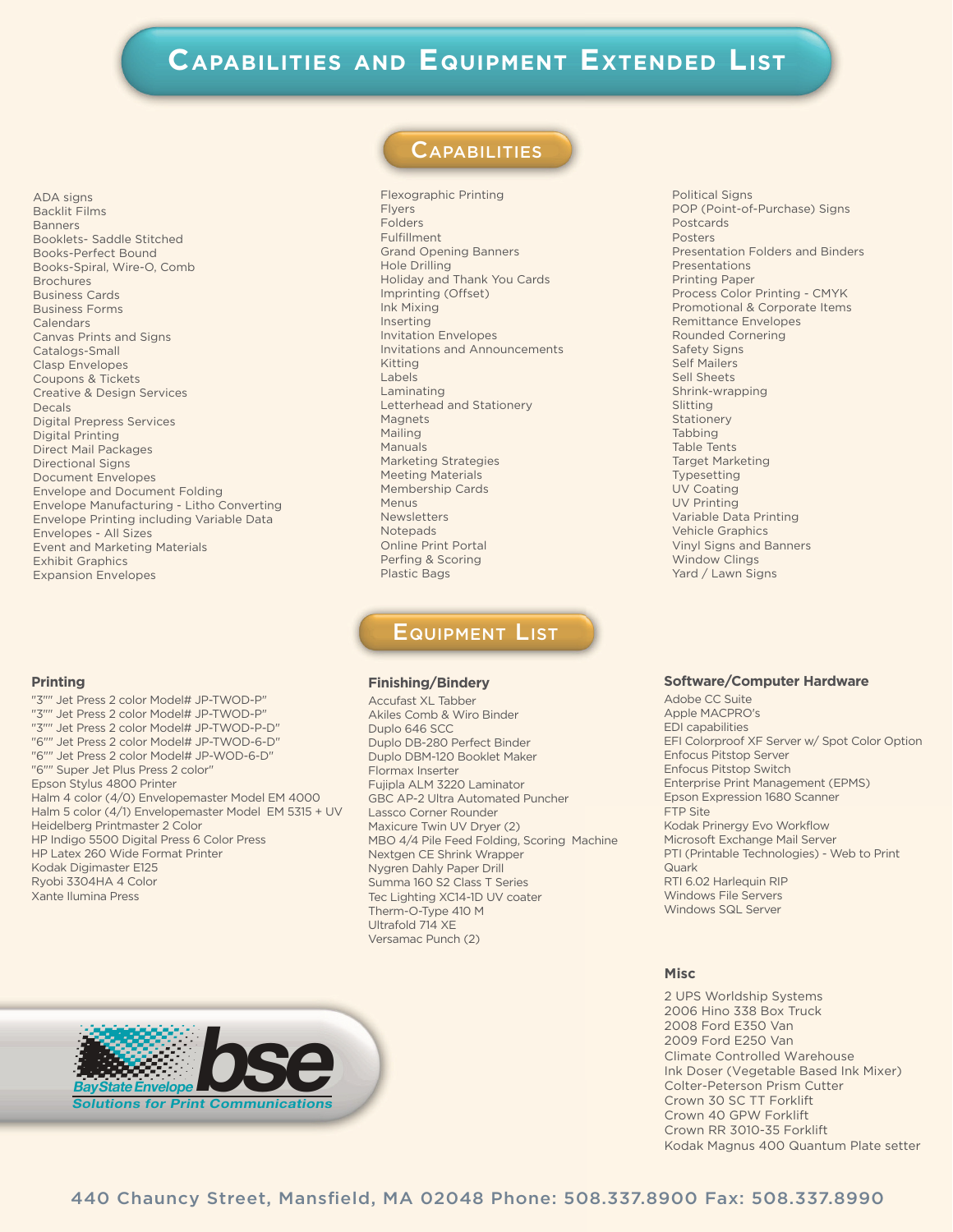# Capabilities and Equipment Extended List

## Capabilities

- ADA signs
- Backlit Films
- Banners
- Booklets- Saddle Stitched
- Books-Perfect Bound
- Books-Spiral, Wire-O, Comb
- Brochures
- Business Cards
- Business Forms
- Calendars
- Canvas Prints and Signs
- Catalogs-Small
- Clasp Envelopes
- Coupons & Tickets
- Creative & Design Services
- Decals
- Digital Prepress Services
- Digital Printing
- Direct Mail Packages
- Directional Signs
- Document Envelopes
- Envelope and Document Folding
- Envelope Manufacturing - Litho Converting
- Envelope Printing including Variable Data
- Envelopes - All Sizes
- Event and Marketing Materials
- Exhibit Graphics
- Expansion Envelopes
- Flexographic Printing
- Flyers
- Folders
- Fulfillment
- Grand Opening Banners
- Hole Drilling
- Holiday and Thank You Cards
- Imprinting (Offset)
- Ink Mixing
- Inserting
- Invitation Envelopes
- Invitations and Announcements
- Kitting
- Labels
- Laminating
- Letterhead and Stationery
- Magnets
- Mailing
- Manuals
- Marketing Strategies
- Meeting Materials
- Membership Cards
- Menus
- Newsletters
- Notepads
- Online Print Portal
- Perfing & Scoring
- Plastic Bags
- Political Signs
- POP (Point-of-Purchase) Signs
- Postcards
- Posters
- Presentation Folders and Binders
- Presentations
- Printing Paper
- Process Color Printing - CMYK
- Promotional & Corporate Items
- Remittance Envelopes
- Rounded Cornering
- Safety Signs
- Self Mailers
- Sell Sheets
- Shrink-wrapping
- Slitting
- Stationery
- Tabbing
- Table Tents
- Target Marketing
- Typesetting
- UV Coating
- UV Printing
- Variable Data Printing
- Vehicle Graphics
- Vinyl Signs and Banners
- Window Clings
- Yard / Lawn Signs

## Equipment List

### Printing

- "3"" Jet Press 2 color Model# JP-TWOD-P"
- "3"" Jet Press 2 color Model# JP-TWOD-P"
- "3"" Jet Press 2 color Model# JP-TWOD-P-D"
- "6"" Jet Press 2 color Model# JP-TWOD-6-D"
- "6"" Jet Press 2 color Model# JP-WOD-6-D"
- "6"" Super Jet Plus Press 2 color"
- Epson Stylus 4800 Printer
- Halm 4 color (4/0) Envelopemaster Model EM 4000
- Halm 5 color (4/1) Envelopemaster Model EM 5315 + UV
- Heidelberg Printmaster 2 Color
- HP Indigo 5500 Digital Press 6 Color Press
- HP Latex 260 Wide Format Printer
- Kodak Digimaster E125
- Ryobi 3304HA 4 Color
- Xante Ilumina Press

### Finishing/Bindery

- Accufast XL Tabber
- Akiles Comb & Wiro Binder
- Duplo 646 SCC
- Duplo DB-280 Perfect Binder
- Duplo DBM-120 Booklet Maker
- Flormax Inserter
- Fujipla ALM 3220 Laminator
- GBC AP-2 Ultra Automated Puncher
- Lassco Corner Rounder
- Maxicure Twin UV Dryer (2)
- MBO 4/4 Pile Feed Folding, Scoring Machine
- Nextgen CE Shrink Wrapper
- Nygren Dahly Paper Drill
- Summa 160 S2 Class T Series
- Tec Lighting XC14-1D UV coater
- Therm-O-Type 410 M
- Ultrafold 714 XE
- Versamac Punch (2)

### Software/Computer Hardware

- Adobe CC Suite
- Apple MACPRO's
- EDI capabilities
- EFI Colorproof XF Server w/ Spot Color Option
- Enfocus Pitstop Server
- Enfocus Pitstop Switch
- Enterprise Print Management (EPMS)
- Epson Expression 1680 Scanner
- FTP Site
- Kodak Prinergy Evo Workflow
- Microsoft Exchange Mail Server
- PTI (Printable Technologies) - Web to Print
- Quark
- RTI 6.02 Harlequin RIP
- Windows File Servers
- Windows SQL Server

### Misc

- 2 UPS Worldship Systems
- 2006 Hino 338 Box Truck
- 2008 Ford E350 Van
- 2009 Ford E250 Van
- Climate Controlled Warehouse
- Ink Doser (Vegetable Based Ink Mixer)
- Colter-Peterson Prism Cutter
- Crown 30 SC TT Forklift
- Crown 40 GPW Forklift
- Crown RR 3010-35 Forklift
- Kodak Magnus 400 Quantum Plate setter

Bay State Envelope bse
Solutions for Print Communications

440 Chauncy Street, Mansfield, MA 02048 Phone: 508.337.8900 Fax: 508.337.8990